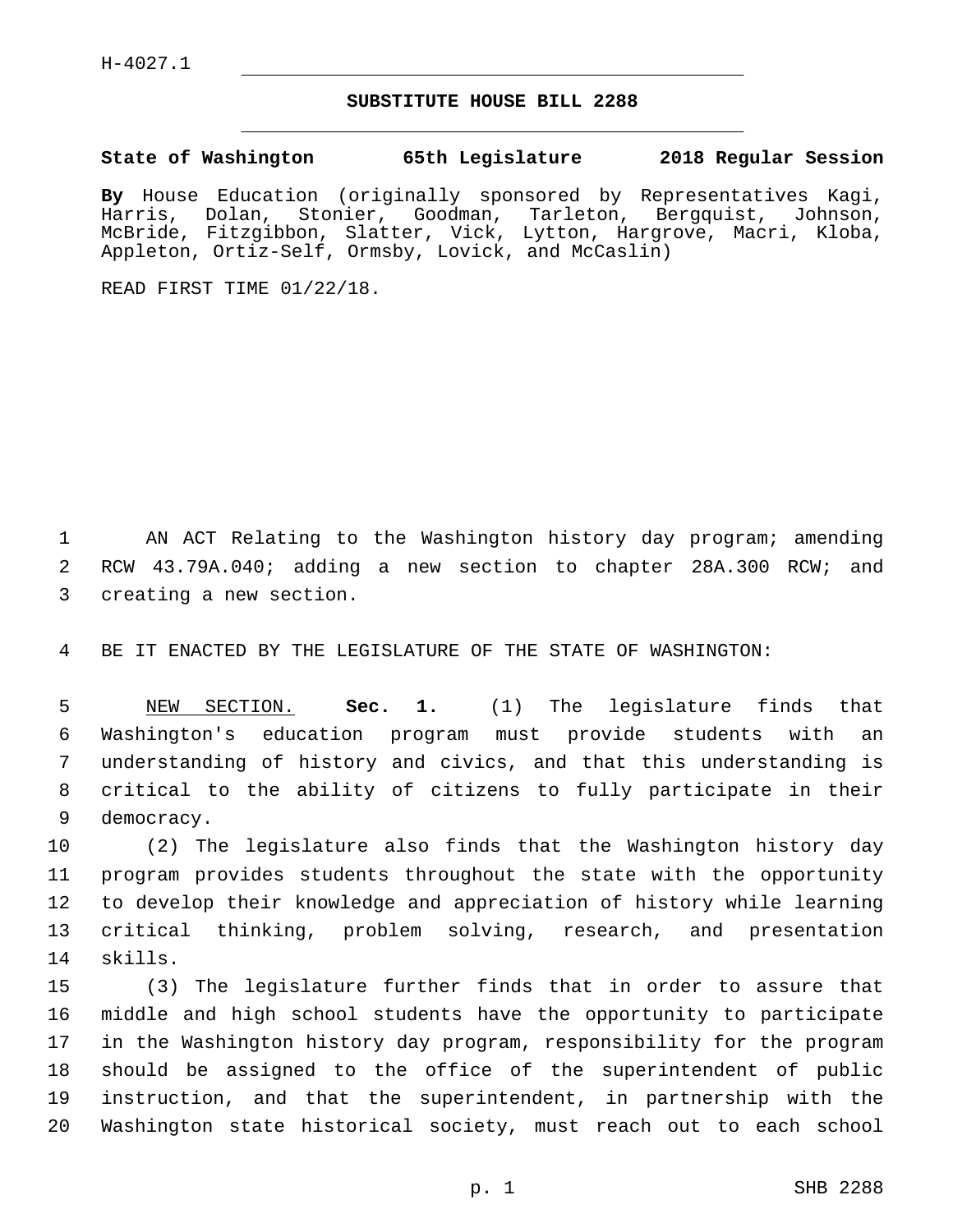H-4027.1

# SUBSTITUTE HOUSE BILL 2288

**State of Washington 65th Legislature 2018 Regular Session**

**By** House Education (originally sponsored by Representatives Kagi, Harris, Dolan, Stonier, Goodman, Tarleton, Bergquist, Johnson, McBride, Fitzgibbon, Slatter, Vick, Lytton, Hargrove, Macri, Kloba, Appleton, Ortiz-Self, Ormsby, Lovick, and McCaslin)

READ FIRST TIME 01/22/18.

AN ACT Relating to the Washington history day program; amending RCW 43.79A.040; adding a new section to chapter 28A.300 RCW; and creating a new section.

BE IT ENACTED BY THE LEGISLATURE OF THE STATE OF WASHINGTON:

NEW SECTION. **Sec. 1.** (1) The legislature finds that Washington's education program must provide students with an understanding of history and civics, and that this understanding is critical to the ability of citizens to fully participate in their democracy.

(2) The legislature also finds that the Washington history day program provides students throughout the state with the opportunity to develop their knowledge and appreciation of history while learning critical thinking, problem solving, research, and presentation skills.

(3) The legislature further finds that in order to assure that middle and high school students have the opportunity to participate in the Washington history day program, responsibility for the program should be assigned to the office of the superintendent of public instruction, and that the superintendent, in partnership with the Washington state historical society, must reach out to each school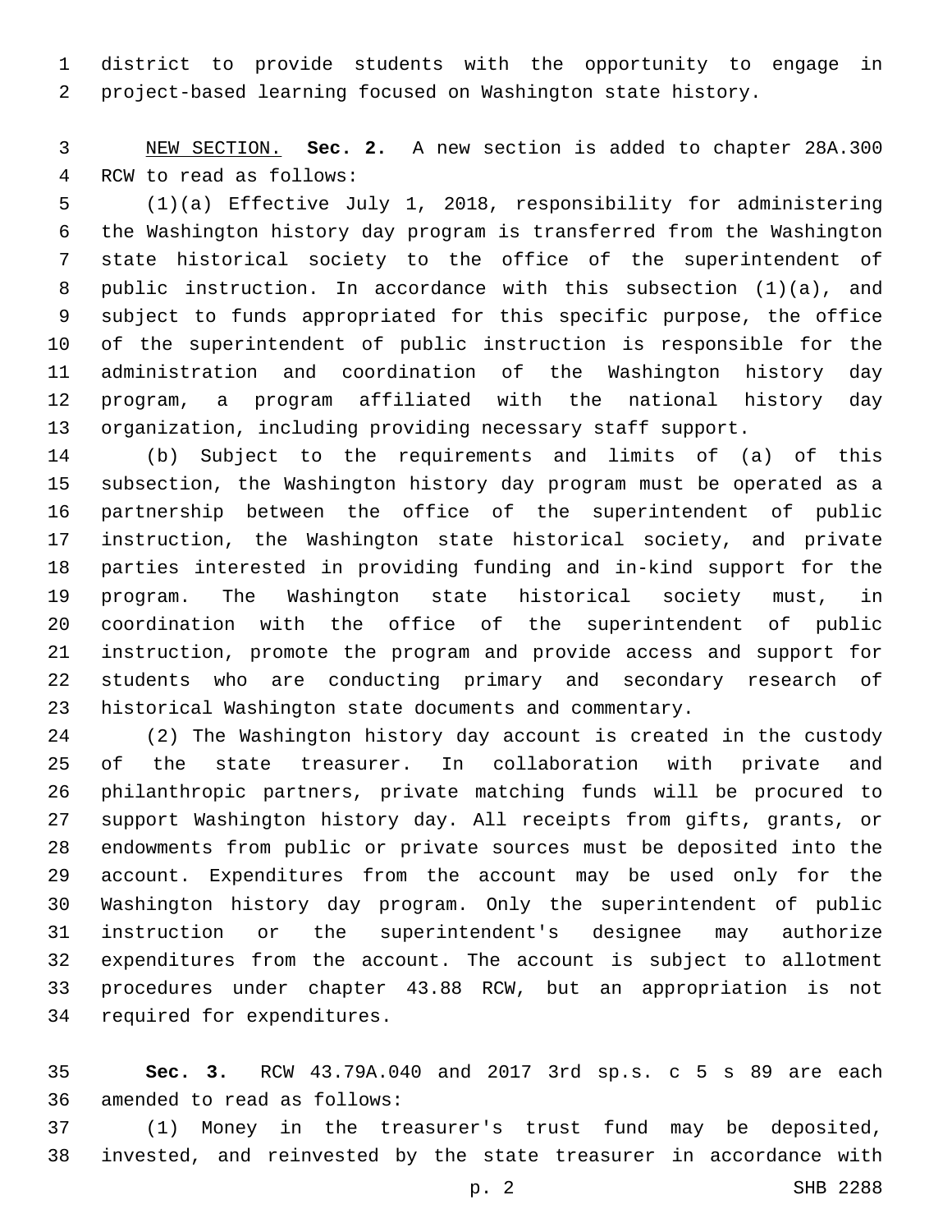district to provide students with the opportunity to engage in project-based learning focused on Washington state history.

NEW SECTION. **Sec. 2.** A new section is added to chapter 28A.300 RCW to read as follows:

(1)(a) Effective July 1, 2018, responsibility for administering the Washington history day program is transferred from the Washington state historical society to the office of the superintendent of public instruction. In accordance with this subsection (1)(a), and subject to funds appropriated for this specific purpose, the office of the superintendent of public instruction is responsible for the administration and coordination of the Washington history day program, a program affiliated with the national history day organization, including providing necessary staff support.

(b) Subject to the requirements and limits of (a) of this subsection, the Washington history day program must be operated as a partnership between the office of the superintendent of public instruction, the Washington state historical society, and private parties interested in providing funding and in-kind support for the program. The Washington state historical society must, in coordination with the office of the superintendent of public instruction, promote the program and provide access and support for students who are conducting primary and secondary research of historical Washington state documents and commentary.

(2) The Washington history day account is created in the custody of the state treasurer. In collaboration with private and philanthropic partners, private matching funds will be procured to support Washington history day. All receipts from gifts, grants, or endowments from public or private sources must be deposited into the account. Expenditures from the account may be used only for the Washington history day program. Only the superintendent of public instruction or the superintendent's designee may authorize expenditures from the account. The account is subject to allotment procedures under chapter 43.88 RCW, but an appropriation is not required for expenditures.

**Sec. 3.** RCW 43.79A.040 and 2017 3rd sp.s. c 5 s 89 are each amended to read as follows:

(1) Money in the treasurer's trust fund may be deposited, invested, and reinvested by the state treasurer in accordance with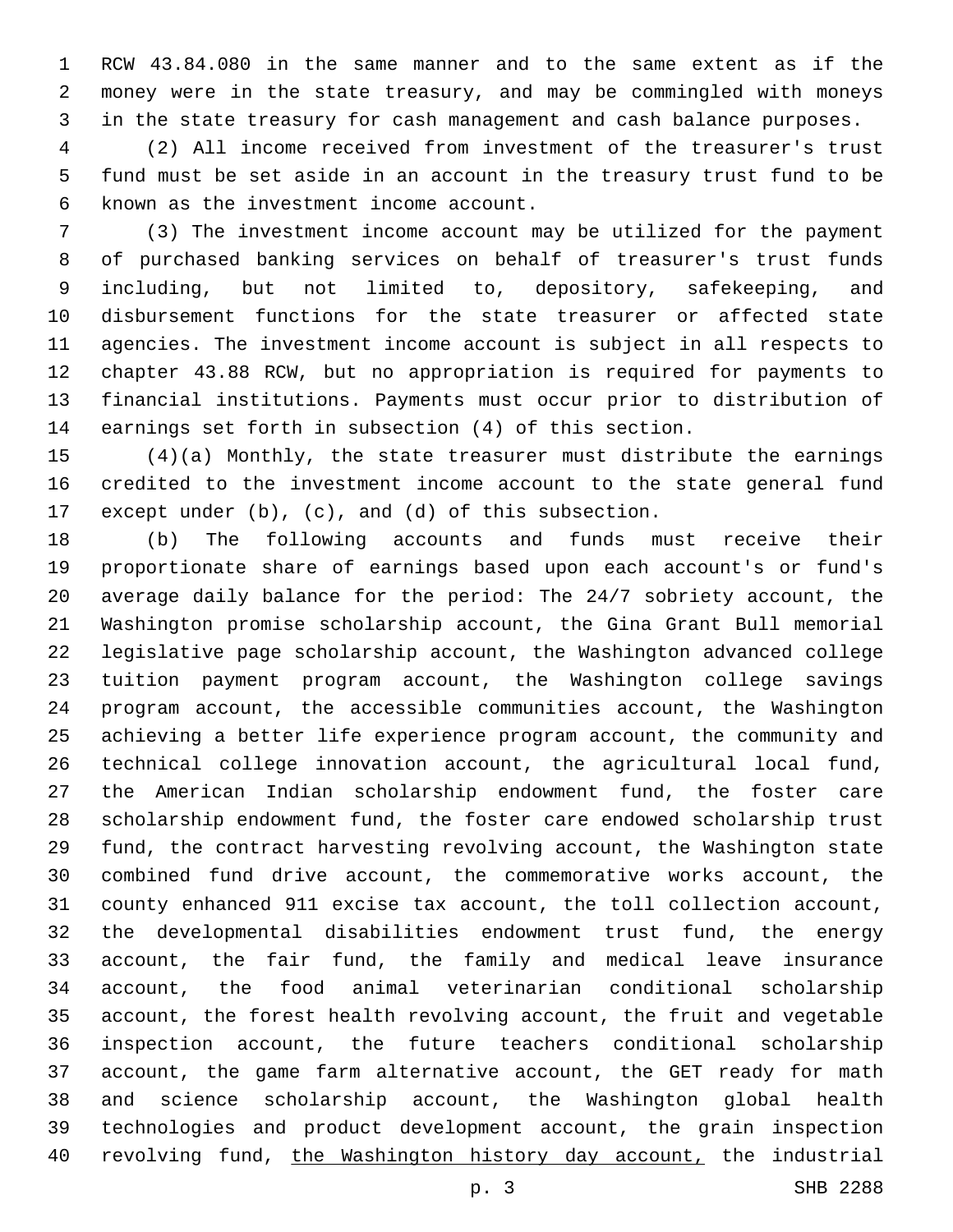RCW 43.84.080 in the same manner and to the same extent as if the money were in the state treasury, and may be commingled with moneys in the state treasury for cash management and cash balance purposes.

(2) All income received from investment of the treasurer's trust fund must be set aside in an account in the treasury trust fund to be known as the investment income account.

(3) The investment income account may be utilized for the payment of purchased banking services on behalf of treasurer's trust funds including, but not limited to, depository, safekeeping, and disbursement functions for the state treasurer or affected state agencies. The investment income account is subject in all respects to chapter 43.88 RCW, but no appropriation is required for payments to financial institutions. Payments must occur prior to distribution of earnings set forth in subsection (4) of this section.

(4)(a) Monthly, the state treasurer must distribute the earnings credited to the investment income account to the state general fund except under (b), (c), and (d) of this subsection.

(b) The following accounts and funds must receive their proportionate share of earnings based upon each account's or fund's average daily balance for the period: The 24/7 sobriety account, the Washington promise scholarship account, the Gina Grant Bull memorial legislative page scholarship account, the Washington advanced college tuition payment program account, the Washington college savings program account, the accessible communities account, the Washington achieving a better life experience program account, the community and technical college innovation account, the agricultural local fund, the American Indian scholarship endowment fund, the foster care scholarship endowment fund, the foster care endowed scholarship trust fund, the contract harvesting revolving account, the Washington state combined fund drive account, the commemorative works account, the county enhanced 911 excise tax account, the toll collection account, the developmental disabilities endowment trust fund, the energy account, the fair fund, the family and medical leave insurance account, the food animal veterinarian conditional scholarship account, the forest health revolving account, the fruit and vegetable inspection account, the future teachers conditional scholarship account, the game farm alternative account, the GET ready for math and science scholarship account, the Washington global health technologies and product development account, the grain inspection revolving fund, <u>the Washington history day account,</u> the industrial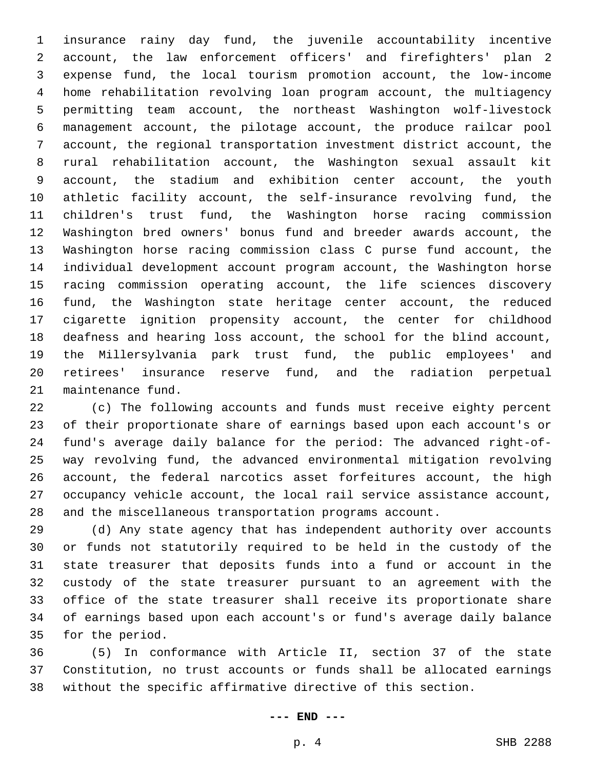insurance rainy day fund, the juvenile accountability incentive account, the law enforcement officers' and firefighters' plan 2 expense fund, the local tourism promotion account, the low-income home rehabilitation revolving loan program account, the multiagency permitting team account, the northeast Washington wolf-livestock management account, the pilotage account, the produce railcar pool account, the regional transportation investment district account, the rural rehabilitation account, the Washington sexual assault kit account, the stadium and exhibition center account, the youth athletic facility account, the self-insurance revolving fund, the children's trust fund, the Washington horse racing commission Washington bred owners' bonus fund and breeder awards account, the Washington horse racing commission class C purse fund account, the individual development account program account, the Washington horse racing commission operating account, the life sciences discovery fund, the Washington state heritage center account, the reduced cigarette ignition propensity account, the center for childhood deafness and hearing loss account, the school for the blind account, the Millersylvania park trust fund, the public employees' and retirees' insurance reserve fund, and the radiation perpetual maintenance fund.

(c) The following accounts and funds must receive eighty percent of their proportionate share of earnings based upon each account's or fund's average daily balance for the period: The advanced right-of-way revolving fund, the advanced environmental mitigation revolving account, the federal narcotics asset forfeitures account, the high occupancy vehicle account, the local rail service assistance account, and the miscellaneous transportation programs account.

(d) Any state agency that has independent authority over accounts or funds not statutorily required to be held in the custody of the state treasurer that deposits funds into a fund or account in the custody of the state treasurer pursuant to an agreement with the office of the state treasurer shall receive its proportionate share of earnings based upon each account's or fund's average daily balance for the period.

(5) In conformance with Article II, section 37 of the state Constitution, no trust accounts or funds shall be allocated earnings without the specific affirmative directive of this section.

**--- END ---**